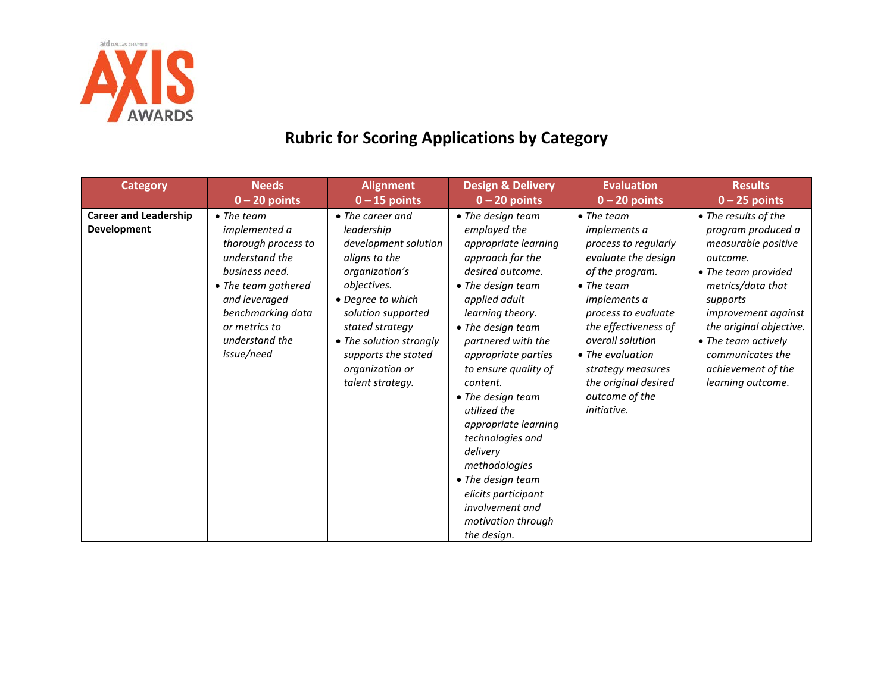atd DALLAS CHAPTER AXIS AWARDS

# Rubric for Scoring Applications by Category

| Category | Needs 0 – 20 points | Alignment 0 – 15 points | Design & Delivery 0 – 20 points | Evaluation 0 – 20 points | Results 0 – 25 points |
|---|---|---|---|---|---|
| **Career and Leadership Development** | • *The team implemented a thorough process to understand the business need.* <br> • *The team gathered and leveraged benchmarking data or metrics to understand the issue/need* | • *The career and leadership development solution aligns to the organization's objectives.* <br> • *Degree to which solution supported stated strategy* <br> • *The solution strongly supports the stated organization or talent strategy.* | • *The design team employed the appropriate learning approach for the desired outcome.* <br> • *The design team applied adult learning theory.* <br> • *The design team partnered with the appropriate parties to ensure quality of content.* <br> • *The design team utilized the appropriate learning technologies and delivery methodologies* <br> • *The design team elicits participant involvement and motivation through the design.* | • *The team implements a process to regularly evaluate the design of the program.* <br> • *The team implements a process to evaluate the effectiveness of overall solution* <br> • *The evaluation strategy measures the original desired outcome of the initiative.* | • *The results of the program produced a measurable positive outcome.* <br> • *The team provided metrics/data that supports improvement against the original objective.* <br> • *The team actively communicates the achievement of the learning outcome.* |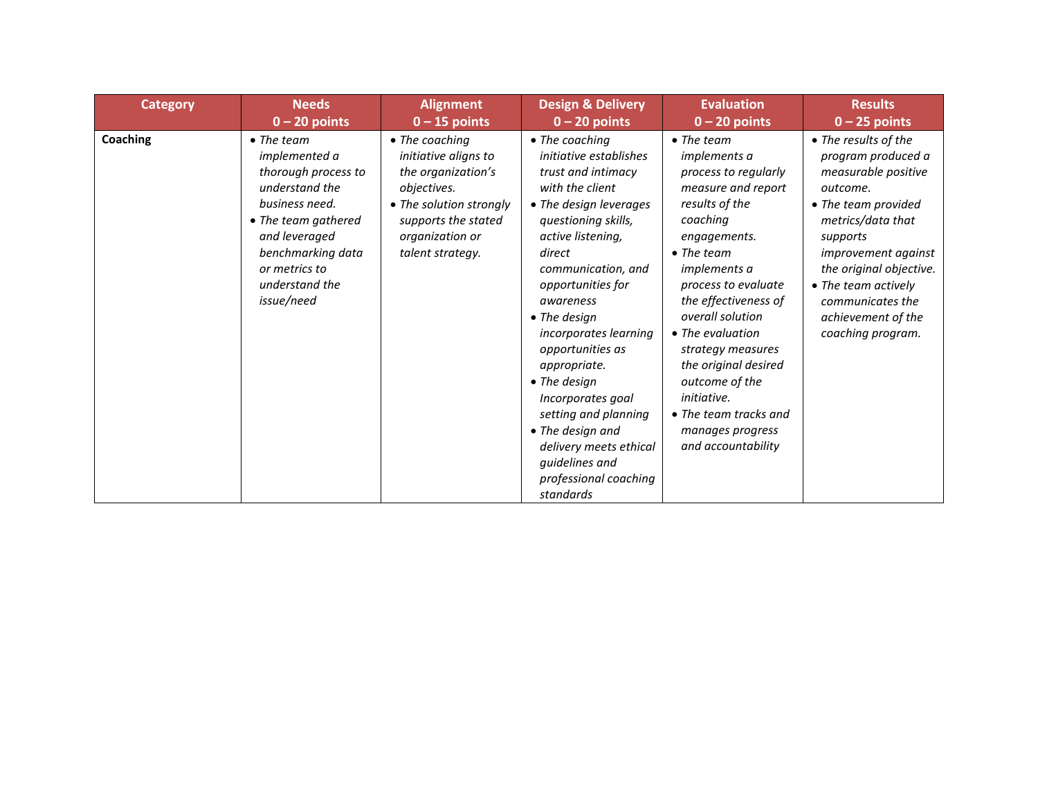| Category | Needs<br>0 – 20 points | Alignment<br>0 – 15 points | Design & Delivery<br>0 – 20 points | Evaluation<br>0 – 20 points | Results<br>0 – 25 points |
|---|---|---|---|---|---|
| **Coaching** | • *The team implemented a thorough process to understand the business need.*<br>• *The team gathered and leveraged benchmarking data or metrics to understand the issue/need* | • *The coaching initiative aligns to the organization's objectives.*<br>• *The solution strongly supports the stated organization or talent strategy.* | • *The coaching initiative establishes trust and intimacy with the client*<br>• *The design leverages questioning skills, active listening, direct communication, and opportunities for awareness*<br>• *The design incorporates learning opportunities as appropriate.*<br>• *The design Incorporates goal setting and planning*<br>• *The design and delivery meets ethical guidelines and professional coaching standards* | • *The team implements a process to regularly measure and report results of the coaching engagements.*<br>• *The team implements a process to evaluate the effectiveness of overall solution*<br>• *The evaluation strategy measures the original desired outcome of the initiative.*<br>• *The team tracks and manages progress and accountability* | • *The results of the program produced a measurable positive outcome.*<br>• *The team provided metrics/data that supports improvement against the original objective.*<br>• *The team actively communicates the achievement of the coaching program.* |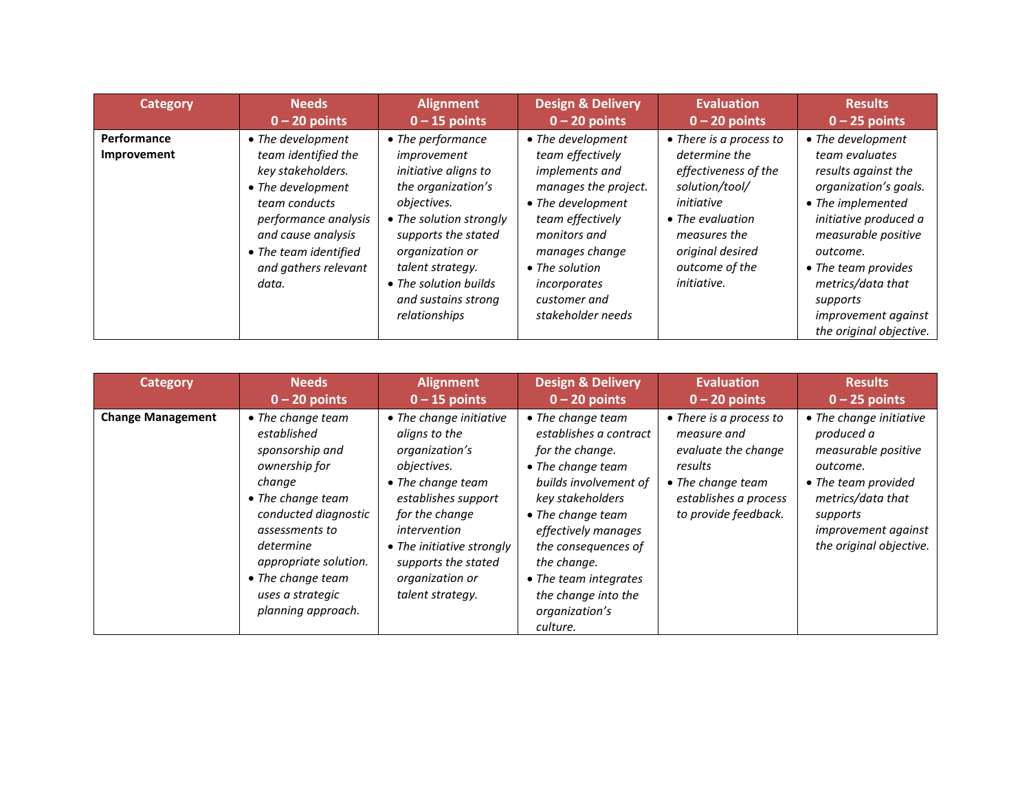| Category | Needs<br>0 – 20 points | Alignment<br>0 – 15 points | Design & Delivery<br>0 – 20 points | Evaluation<br>0 – 20 points | Results<br>0 – 25 points |
|---|---|---|---|---|---|
| **Performance Improvement** | • *The development team identified the key stakeholders.*<br>• *The development team conducts performance analysis and cause analysis*<br>• *The team identified and gathers relevant data.* | • *The performance improvement initiative aligns to the organization's objectives.*<br>• *The solution strongly supports the stated organization or talent strategy.*<br>• *The solution builds and sustains strong relationships* | • *The development team effectively implements and manages the project.*<br>• *The development team effectively monitors and manages change*<br>• *The solution incorporates customer and stakeholder needs* | • *There is a process to determine the effectiveness of the solution/tool/ initiative*<br>• *The evaluation measures the original desired outcome of the initiative.* | • *The development team evaluates results against the organization's goals.*<br>• *The implemented initiative produced a measurable positive outcome.*<br>• *The team provides metrics/data that supports improvement against the original objective.* |

| Category | Needs<br>0 – 20 points | Alignment<br>0 – 15 points | Design & Delivery<br>0 – 20 points | Evaluation<br>0 – 20 points | Results<br>0 – 25 points |
|---|---|---|---|---|---|
| **Change Management** | • *The change team established sponsorship and ownership for change*<br>• *The change team conducted diagnostic assessments to determine appropriate solution.*<br>• *The change team uses a strategic planning approach.* | • *The change initiative aligns to the organization's objectives.*<br>• *The change team establishes support for the change intervention*<br>• *The initiative strongly supports the stated organization or talent strategy.* | • *The change team establishes a contract for the change.*<br>• *The change team builds involvement of key stakeholders*<br>• *The change team effectively manages the consequences of the change.*<br>• *The team integrates the change into the organization's culture.* | • *There is a process to measure and evaluate the change results*<br>• *The change team establishes a process to provide feedback.* | • *The change initiative produced a measurable positive outcome.*<br>• *The team provided metrics/data that supports improvement against the original objective.* |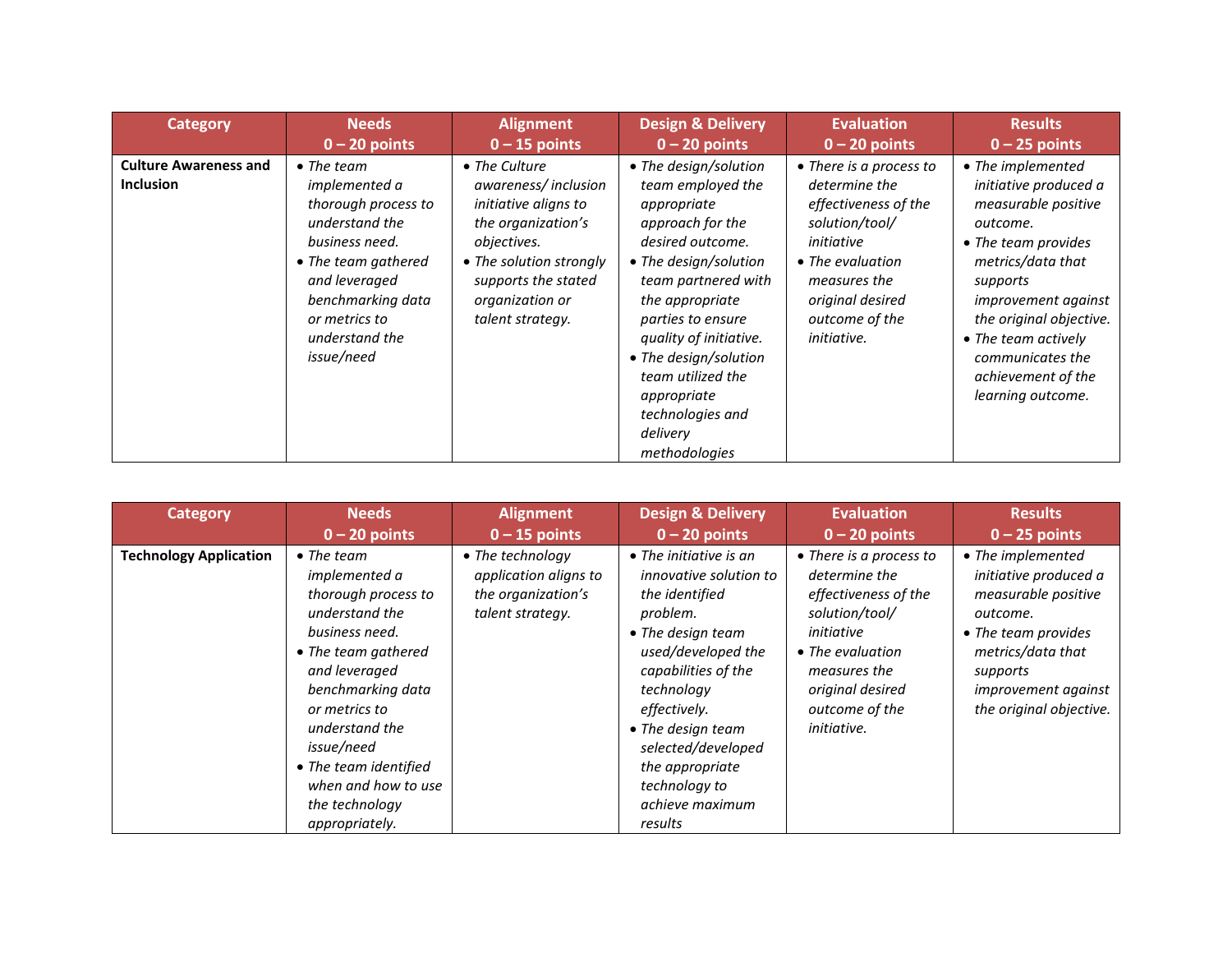| Category | Needs<br>0 – 20 points | Alignment<br>0 – 15 points | Design & Delivery<br>0 – 20 points | Evaluation<br>0 – 20 points | Results<br>0 – 25 points |
|---|---|---|---|---|---|
| **Culture Awareness and Inclusion** | • *The team implemented a thorough process to understand the business need.*<br>• *The team gathered and leveraged benchmarking data or metrics to understand the issue/need* | • *The Culture awareness/ inclusion initiative aligns to the organization's objectives.*<br>• *The solution strongly supports the stated organization or talent strategy.* | • *The design/solution team employed the appropriate approach for the desired outcome.*<br>• *The design/solution team partnered with the appropriate parties to ensure quality of initiative.*<br>• *The design/solution team utilized the appropriate technologies and delivery methodologies* | • *There is a process to determine the effectiveness of the solution/tool/ initiative*<br>• *The evaluation measures the original desired outcome of the initiative.* | • *The implemented initiative produced a measurable positive outcome.*<br>• *The team provides metrics/data that supports improvement against the original objective.*<br>• *The team actively communicates the achievement of the learning outcome.* |

| Category | Needs<br>0 – 20 points | Alignment<br>0 – 15 points | Design & Delivery<br>0 – 20 points | Evaluation<br>0 – 20 points | Results<br>0 – 25 points |
|---|---|---|---|---|---|
| **Technology Application** | • *The team implemented a thorough process to understand the business need.*<br>• *The team gathered and leveraged benchmarking data or metrics to understand the issue/need*<br>• *The team identified when and how to use the technology appropriately.* | • *The technology application aligns to the organization's talent strategy.* | • *The initiative is an innovative solution to the identified problem.*<br>• *The design team used/developed the capabilities of the technology effectively.*<br>• *The design team selected/developed the appropriate technology to achieve maximum results* | • *There is a process to determine the effectiveness of the solution/tool/ initiative*<br>• *The evaluation measures the original desired outcome of the initiative.* | • *The implemented initiative produced a measurable positive outcome.*<br>• *The team provides metrics/data that supports improvement against the original objective.* |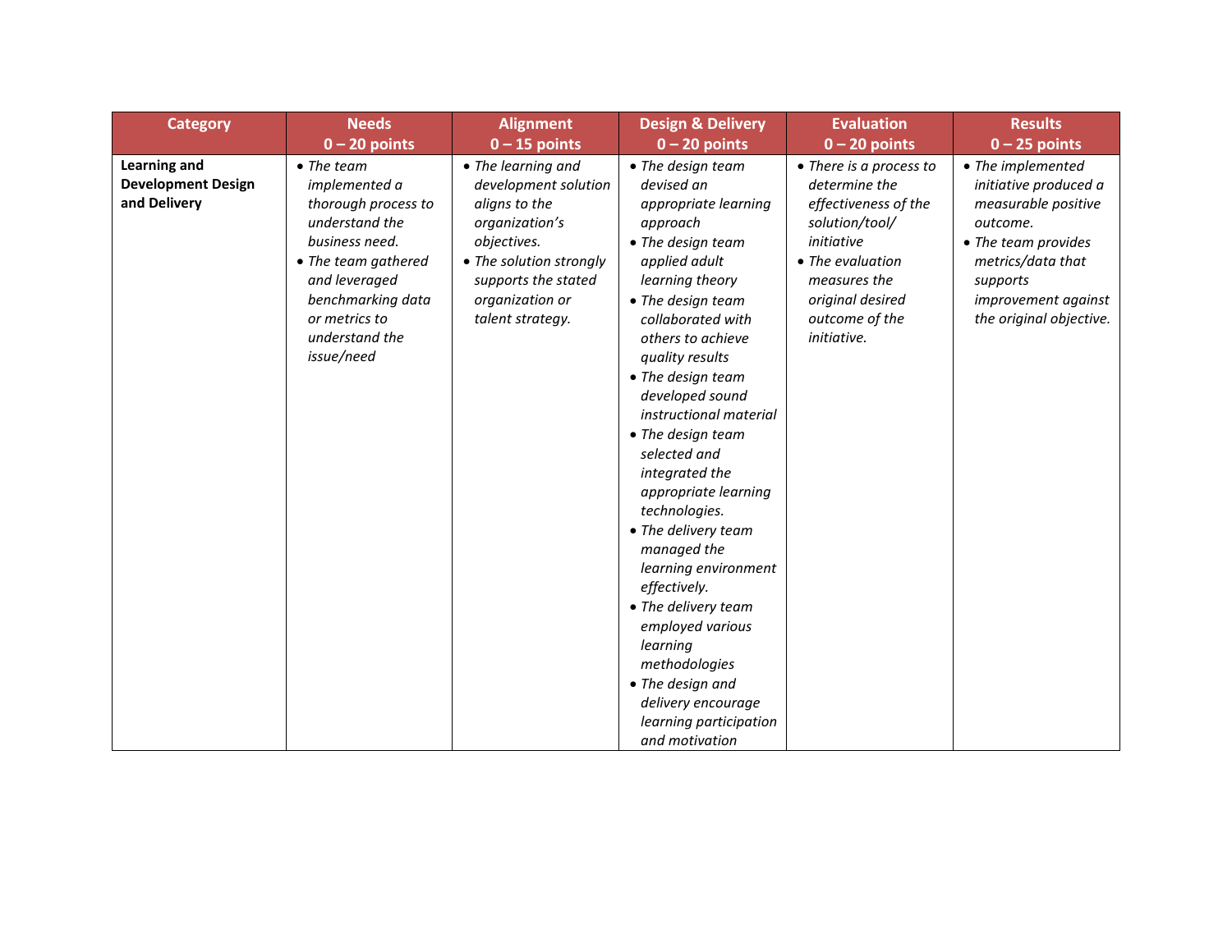| Category | Needs<br>0 – 20 points | Alignment<br>0 – 15 points | Design & Delivery<br>0 – 20 points | Evaluation<br>0 – 20 points | Results<br>0 – 25 points |
|---|---|---|---|---|---|
| **Learning and Development Design and Delivery** | • *The team implemented a thorough process to understand the business need.*<br>• *The team gathered and leveraged benchmarking data or metrics to understand the issue/need* | • *The learning and development solution aligns to the organization's objectives.*<br>• *The solution strongly supports the stated organization or talent strategy.* | • *The design team devised an appropriate learning approach*<br>• *The design team applied adult learning theory*<br>• *The design team collaborated with others to achieve quality results*<br>• *The design team developed sound instructional material*<br>• *The design team selected and integrated the appropriate learning technologies.*<br>• *The delivery team managed the learning environment effectively.*<br>• *The delivery team employed various learning methodologies*<br>• *The design and delivery encourage learning participation and motivation* | • *There is a process to determine the effectiveness of the solution/tool/ initiative*<br>• *The evaluation measures the original desired outcome of the initiative.* | • *The implemented initiative produced a measurable positive outcome.*<br>• *The team provides metrics/data that supports improvement against the original objective.* |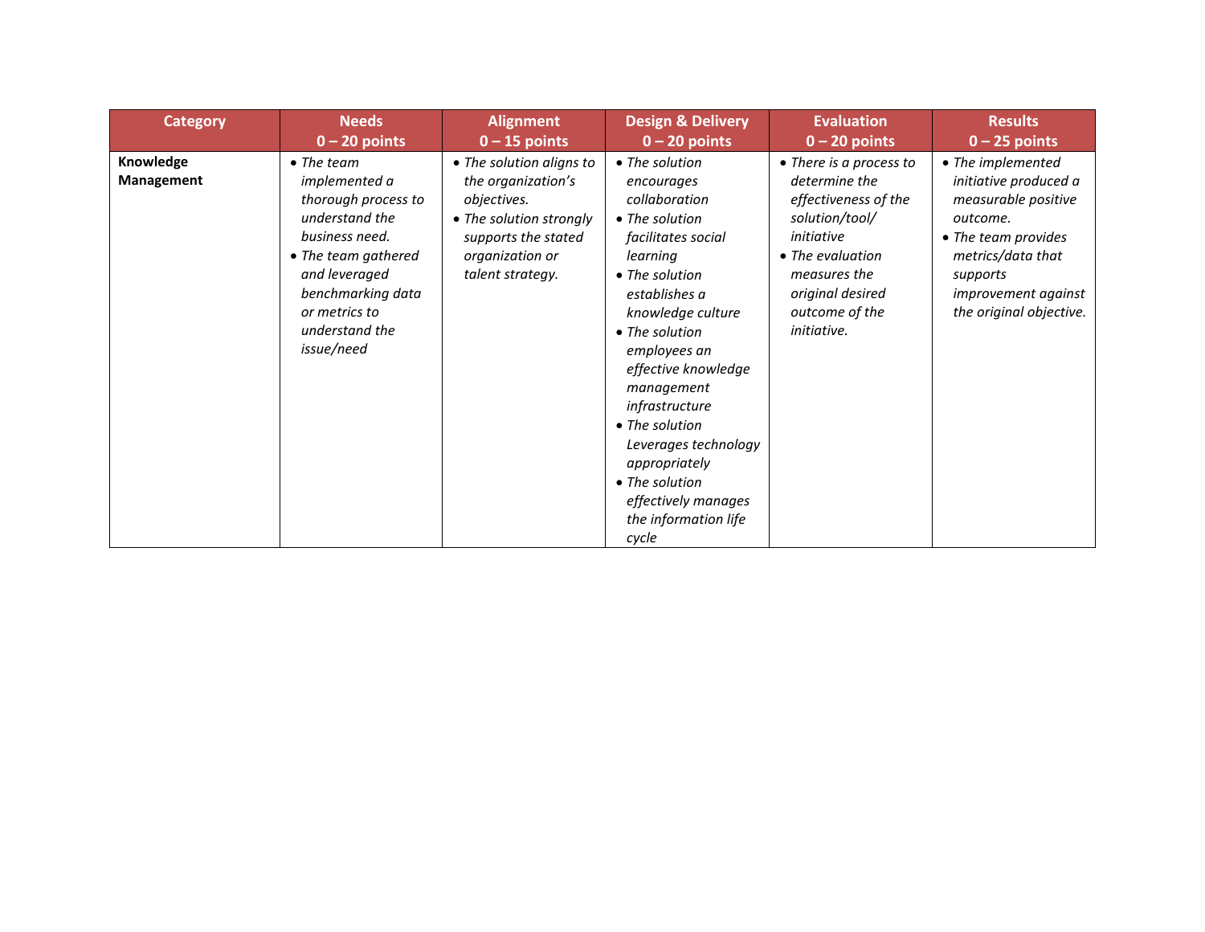| Category | Needs<br>0 – 20 points | Alignment<br>0 – 15 points | Design & Delivery<br>0 – 20 points | Evaluation<br>0 – 20 points | Results<br>0 – 25 points |
|---|---|---|---|---|---|
| **Knowledge Management** | • *The team implemented a thorough process to understand the business need.*<br>• *The team gathered and leveraged benchmarking data or metrics to understand the issue/need* | • *The solution aligns to the organization's objectives.*<br>• *The solution strongly supports the stated organization or talent strategy.* | • *The solution encourages collaboration*<br>• *The solution facilitates social learning*<br>• *The solution establishes a knowledge culture*<br>• *The solution employees an effective knowledge management infrastructure*<br>• *The solution Leverages technology appropriately*<br>• *The solution effectively manages the information life cycle* | • *There is a process to determine the effectiveness of the solution/tool/ initiative*<br>• *The evaluation measures the original desired outcome of the initiative.* | • *The implemented initiative produced a measurable positive outcome.*<br>• *The team provides metrics/data that supports improvement against the original objective.* |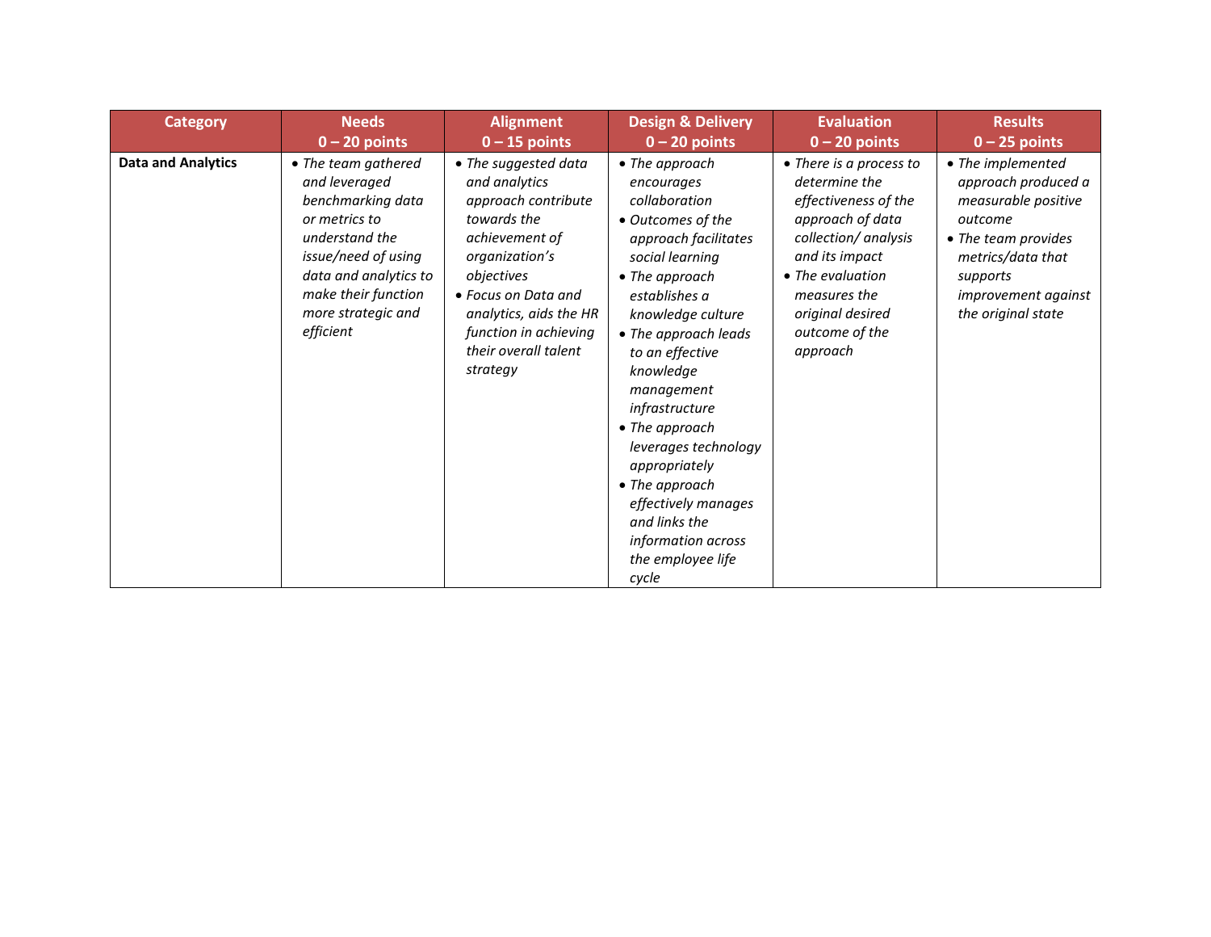| Category | Needs<br>0 – 20 points | Alignment<br>0 – 15 points | Design & Delivery<br>0 – 20 points | Evaluation<br>0 – 20 points | Results<br>0 – 25 points |
|---|---|---|---|---|---|
| **Data and Analytics** | • *The team gathered and leveraged benchmarking data or metrics to understand the issue/need of using data and analytics to make their function more strategic and efficient* | • *The suggested data and analytics approach contribute towards the achievement of organization's objectives*<br>• *Focus on Data and analytics, aids the HR function in achieving their overall talent strategy* | • *The approach encourages collaboration*<br>• *Outcomes of the approach facilitates social learning*<br>• *The approach establishes a knowledge culture*<br>• *The approach leads to an effective knowledge management infrastructure*<br>• *The approach leverages technology appropriately*<br>• *The approach effectively manages and links the information across the employee life cycle* | • *There is a process to determine the effectiveness of the approach of data collection/ analysis and its impact*<br>• *The evaluation measures the original desired outcome of the approach* | • *The implemented approach produced a measurable positive outcome*<br>• *The team provides metrics/data that supports improvement against the original state* |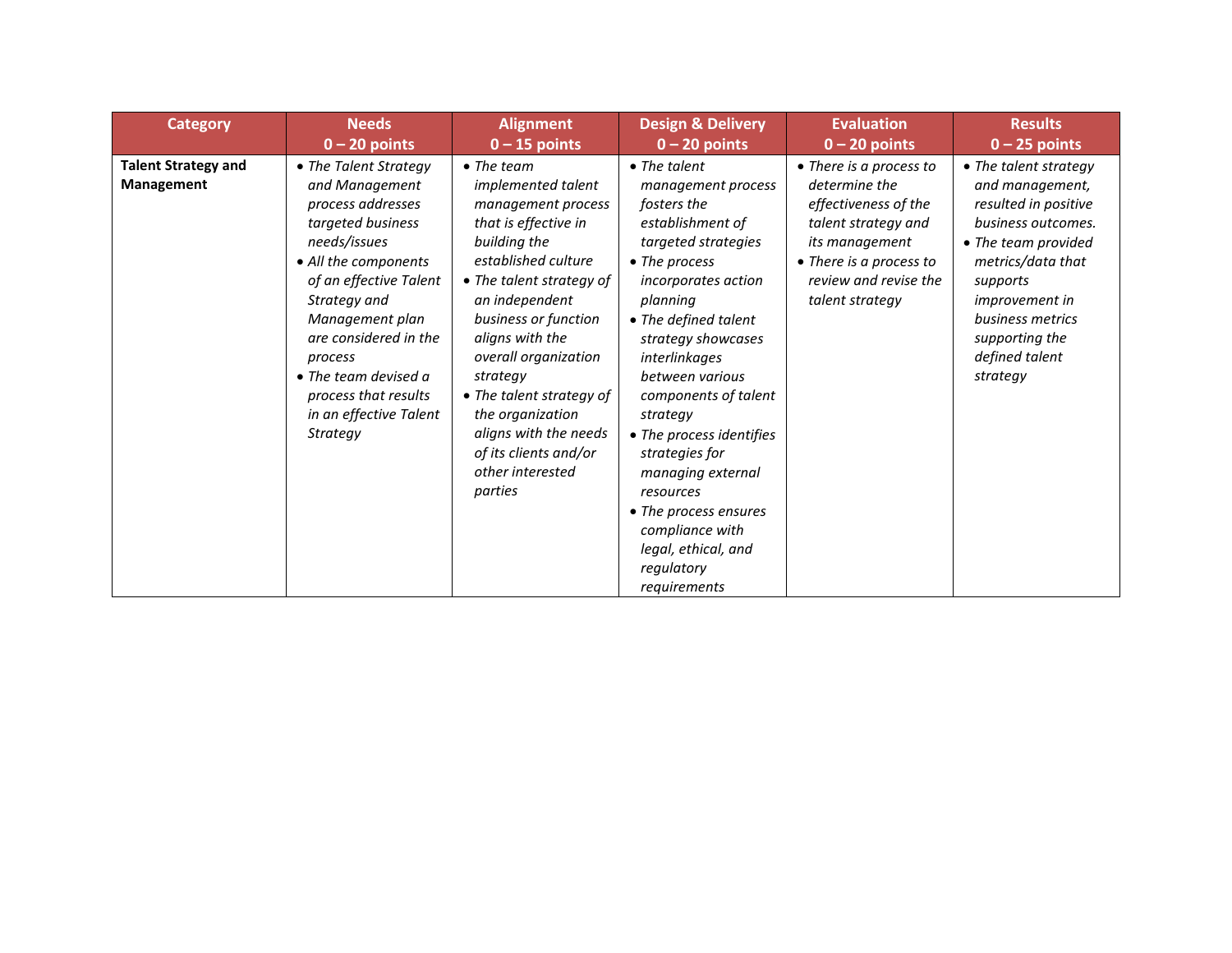| Category | Needs<br>0 – 20 points | Alignment<br>0 – 15 points | Design & Delivery<br>0 – 20 points | Evaluation<br>0 – 20 points | Results<br>0 – 25 points |
|---|---|---|---|---|---|
| **Talent Strategy and Management** | • *The Talent Strategy and Management process addresses targeted business needs/issues*<br>• *All the components of an effective Talent Strategy and Management plan are considered in the process*<br>• *The team devised a process that results in an effective Talent Strategy* | • *The team implemented talent management process that is effective in building the established culture*<br>• *The talent strategy of an independent business or function aligns with the overall organization strategy*<br>• *The talent strategy of the organization aligns with the needs of its clients and/or other interested parties* | • *The talent management process fosters the establishment of targeted strategies*<br>• *The process incorporates action planning*<br>• *The defined talent strategy showcases interlinkages between various components of talent strategy*<br>• *The process identifies strategies for managing external resources*<br>• *The process ensures compliance with legal, ethical, and regulatory requirements* | • *There is a process to determine the effectiveness of the talent strategy and its management*<br>• *There is a process to review and revise the talent strategy* | • *The talent strategy and management, resulted in positive business outcomes.*<br>• *The team provided metrics/data that supports improvement in business metrics supporting the defined talent strategy* |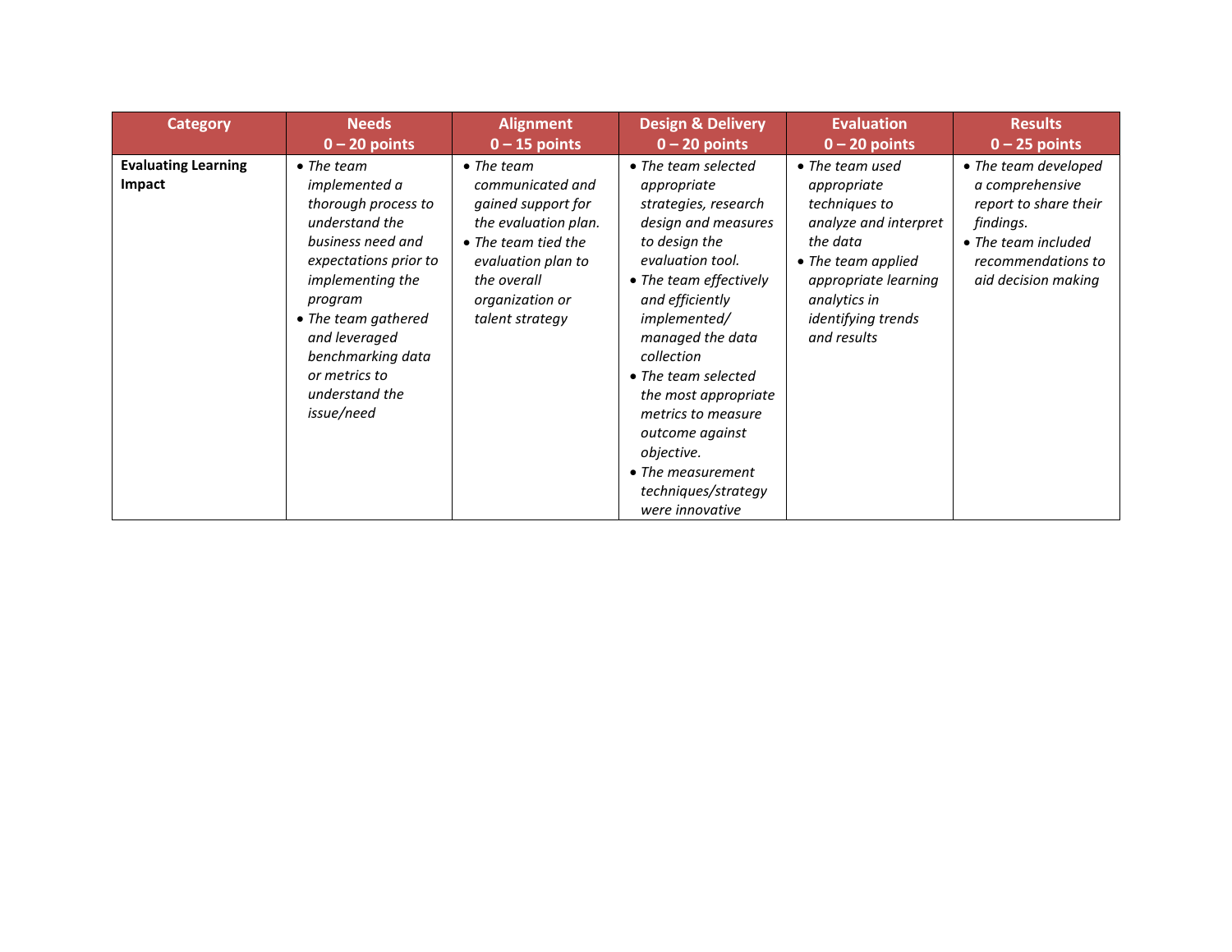| Category | Needs<br>0 – 20 points | Alignment<br>0 – 15 points | Design & Delivery<br>0 – 20 points | Evaluation<br>0 – 20 points | Results<br>0 – 25 points |
|---|---|---|---|---|---|
| **Evaluating Learning Impact** | • *The team implemented a thorough process to understand the business need and expectations prior to implementing the program*<br>• *The team gathered and leveraged benchmarking data or metrics to understand the issue/need* | • *The team communicated and gained support for the evaluation plan.*<br>• *The team tied the evaluation plan to the overall organization or talent strategy* | • *The team selected appropriate strategies, research design and measures to design the evaluation tool.*<br>• *The team effectively and efficiently implemented/ managed the data collection*<br>• *The team selected the most appropriate metrics to measure outcome against objective.*<br>• *The measurement techniques/strategy were innovative* | • *The team used appropriate techniques to analyze and interpret the data*<br>• *The team applied appropriate learning analytics in identifying trends and results* | • *The team developed a comprehensive report to share their findings.*<br>• *The team included recommendations to aid decision making* |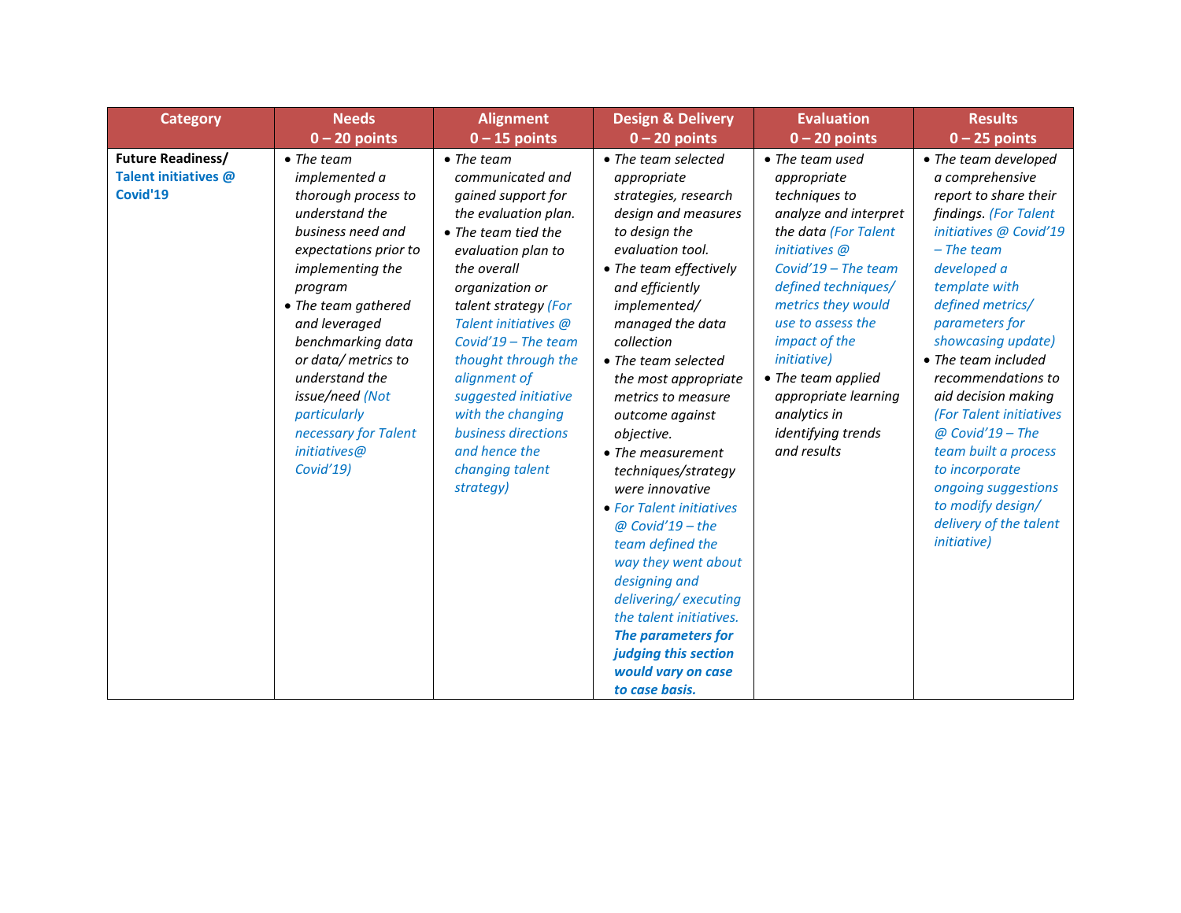| Category | Needs<br>0 – 20 points | Alignment<br>0 – 15 points | Design & Delivery<br>0 – 20 points | Evaluation<br>0 – 20 points | Results<br>0 – 25 points |
|---|---|---|---|---|---|
| **Future Readiness/ Talent initiatives @ Covid'19** | • *The team implemented a thorough process to understand the business need and expectations prior to implementing the program*<br>• *The team gathered and leveraged benchmarking data or data/ metrics to understand the issue/need (Not particularly necessary for Talent initiatives@ Covid'19)* | • *The team communicated and gained support for the evaluation plan.*<br>• *The team tied the evaluation plan to the overall organization or talent strategy (For Talent initiatives @ Covid'19 – The team thought through the alignment of suggested initiative with the changing business directions and hence the changing talent strategy)* | • *The team selected appropriate strategies, research design and measures to design the evaluation tool.*<br>• *The team effectively and efficiently implemented/ managed the data collection*<br>• *The team selected the most appropriate metrics to measure outcome against objective.*<br>• *The measurement techniques/strategy were innovative*<br>• *For Talent initiatives @ Covid'19 – the team defined the way they went about designing and delivering/ executing the talent initiatives.* ***The parameters for judging this section would vary on case to case basis.*** | • *The team used appropriate techniques to analyze and interpret the data (For Talent initiatives @ Covid'19 – The team defined techniques/ metrics they would use to assess the impact of the initiative)*<br>• *The team applied appropriate learning analytics in identifying trends and results* | • *The team developed a comprehensive report to share their findings. (For Talent initiatives @ Covid'19 – The team developed a template with defined metrics/ parameters for showcasing update)*<br>• *The team included recommendations to aid decision making (For Talent initiatives @ Covid'19 – The team built a process to incorporate ongoing suggestions to modify design/ delivery of the talent initiative)* |